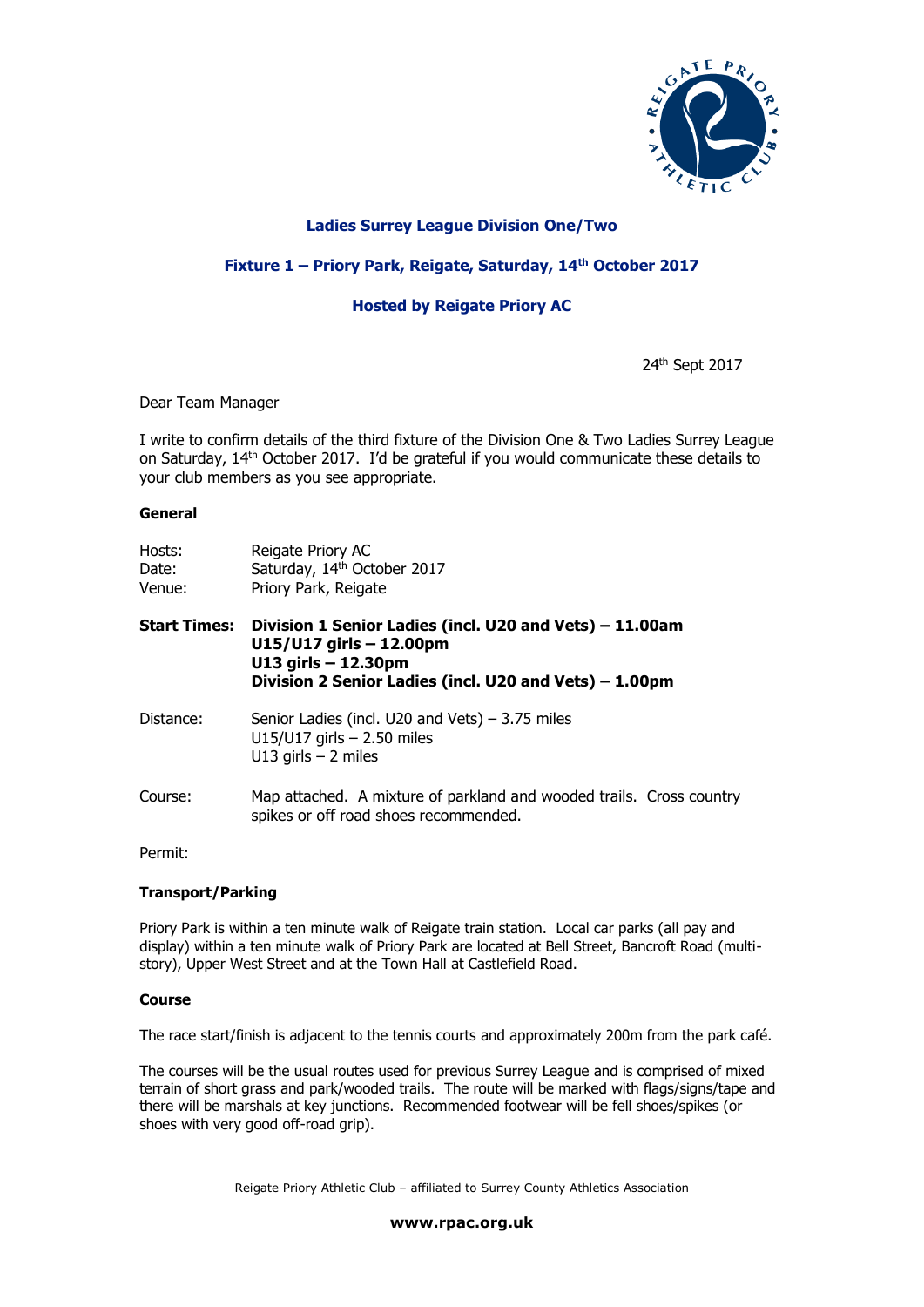**Ladies Surrey League Division One/Two**

**Fixture 1 – Priory Park, Reigate, Saturday, 14th October 2017**

**Hosted by Reigate Priory AC**

24th Sept 2017

Dear Team Manager

I write to confirm details of the third fixture of the Division One & Two Ladies Surrey League on Saturday, 14th October 2017. I'd be grateful if you would communicate these details to your club members as you see appropriate.

**General**

Hosts: Reigate Priory AC
Date: Saturday, 14th October 2017
Venue: Priory Park, Reigate

**Start Times:** **Division 1 Senior Ladies (incl. U20 and Vets) – 11.00am**
**U15/U17 girls – 12.00pm**
**U13 girls – 12.30pm**
**Division 2 Senior Ladies (incl. U20 and Vets) – 1.00pm**

Distance: Senior Ladies (incl. U20 and Vets) – 3.75 miles
U15/U17 girls – 2.50 miles
U13 girls – 2 miles

Course: Map attached. A mixture of parkland and wooded trails. Cross country spikes or off road shoes recommended.

Permit:

**Transport/Parking**

Priory Park is within a ten minute walk of Reigate train station. Local car parks (all pay and display) within a ten minute walk of Priory Park are located at Bell Street, Bancroft Road (multi-story), Upper West Street and at the Town Hall at Castlefield Road.

**Course**

The race start/finish is adjacent to the tennis courts and approximately 200m from the park café.

The courses will be the usual routes used for previous Surrey League and is comprised of mixed terrain of short grass and park/wooded trails. The route will be marked with flags/signs/tape and there will be marshals at key junctions. Recommended footwear will be fell shoes/spikes (or shoes with very good off-road grip).

Reigate Priory Athletic Club – affiliated to Surrey County Athletics Association

**www.rpac.org.uk**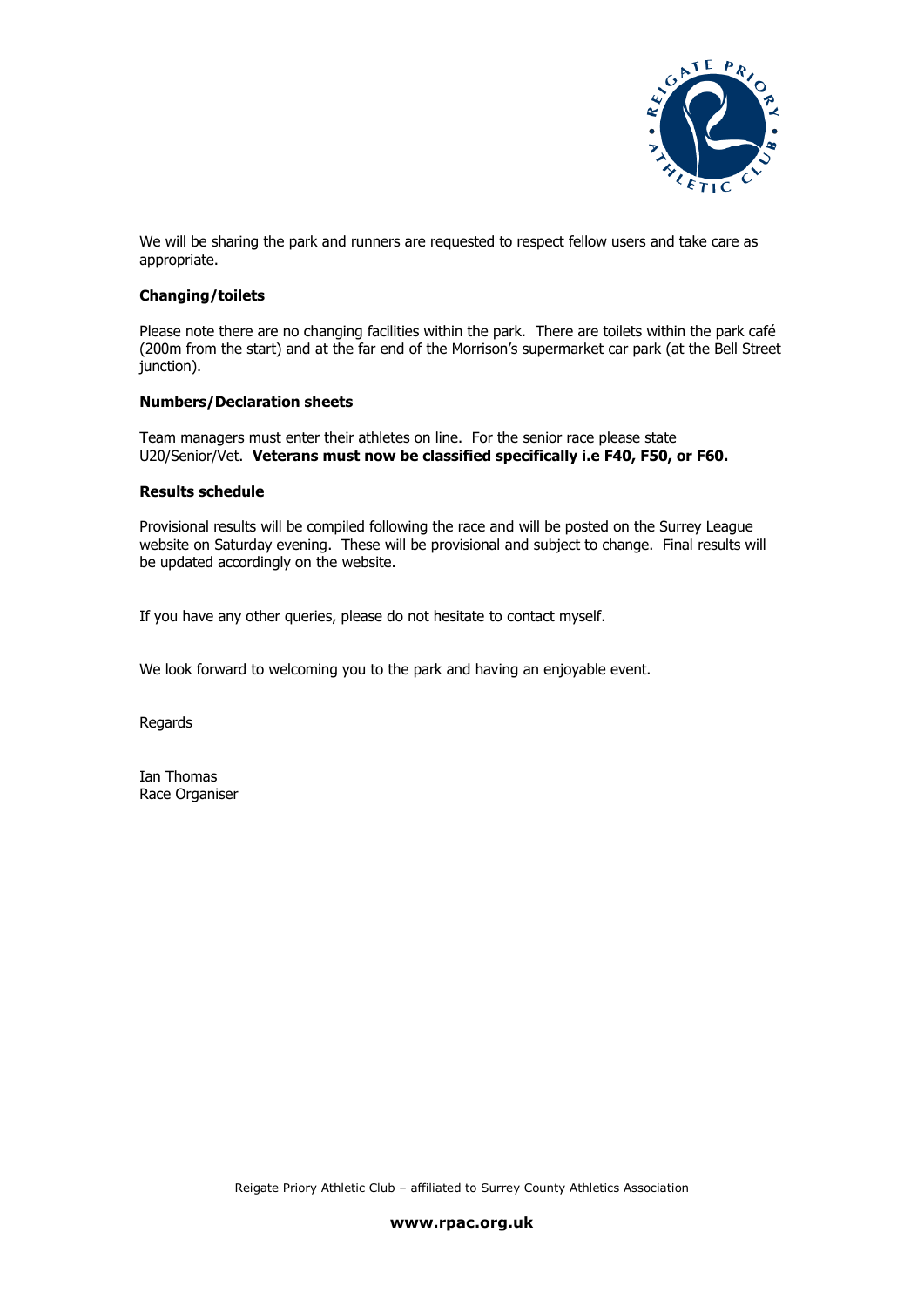We will be sharing the park and runners are requested to respect fellow users and take care as appropriate.

**Changing/toilets**

Please note there are no changing facilities within the park. There are toilets within the park café (200m from the start) and at the far end of the Morrison's supermarket car park (at the Bell Street junction).

**Numbers/Declaration sheets**

Team managers must enter their athletes on line. For the senior race please state U20/Senior/Vet. **Veterans must now be classified specifically i.e F40, F50, or F60.**

**Results schedule**

Provisional results will be compiled following the race and will be posted on the Surrey League website on Saturday evening. These will be provisional and subject to change. Final results will be updated accordingly on the website.

If you have any other queries, please do not hesitate to contact myself.

We look forward to welcoming you to the park and having an enjoyable event.

Regards

Ian Thomas
Race Organiser

Reigate Priory Athletic Club – affiliated to Surrey County Athletics Association

**www.rpac.org.uk**